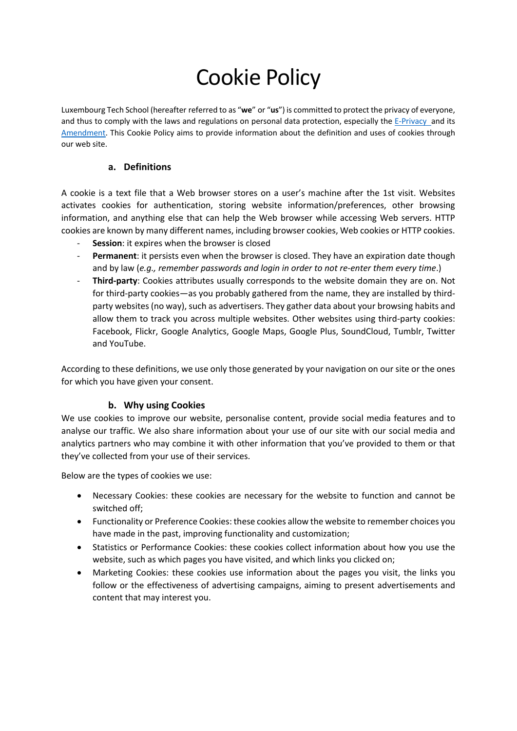# Cookie Policy

Luxembourg Tech School (hereafter referred to as "**we**" or "**us**") is committed to protect the privacy of everyone, and thus to comply with the laws and regulations on personal data protection, especially the [E-Privacy ]and its [Amendment]. This Cookie Policy aims to provide information about the definition and uses of cookies through our web site.

## a. Definitions

A cookie is a text file that a Web browser stores on a user's machine after the 1st visit. Websites activates cookies for authentication, storing website information/preferences, other browsing information, and anything else that can help the Web browser while accessing Web servers. HTTP cookies are known by many different names, including browser cookies, Web cookies or HTTP cookies.

- **Session**: it expires when the browser is closed
- **Permanent**: it persists even when the browser is closed. They have an expiration date though and by law (*e.g., remember passwords and login in order to not re-enter them every time*.)
- **Third-party**: Cookies attributes usually corresponds to the website domain they are on. Not for third-party cookies—as you probably gathered from the name, they are installed by third-party websites (no way), such as advertisers. They gather data about your browsing habits and allow them to track you across multiple websites. Other websites using third-party cookies: Facebook, Flickr, Google Analytics, Google Maps, Google Plus, SoundCloud, Tumblr, Twitter and YouTube.

According to these definitions, we use only those generated by your navigation on our site or the ones for which you have given your consent.

## b. Why using Cookies

We use cookies to improve our website, personalise content, provide social media features and to analyse our traffic. We also share information about your use of our site with our social media and analytics partners who may combine it with other information that you've provided to them or that they've collected from your use of their services.

Below are the types of cookies we use:

- Necessary Cookies: these cookies are necessary for the website to function and cannot be switched off;
- Functionality or Preference Cookies: these cookies allow the website to remember choices you have made in the past, improving functionality and customization;
- Statistics or Performance Cookies: these cookies collect information about how you use the website, such as which pages you have visited, and which links you clicked on;
- Marketing Cookies: these cookies use information about the pages you visit, the links you follow or the effectiveness of advertising campaigns, aiming to present advertisements and content that may interest you.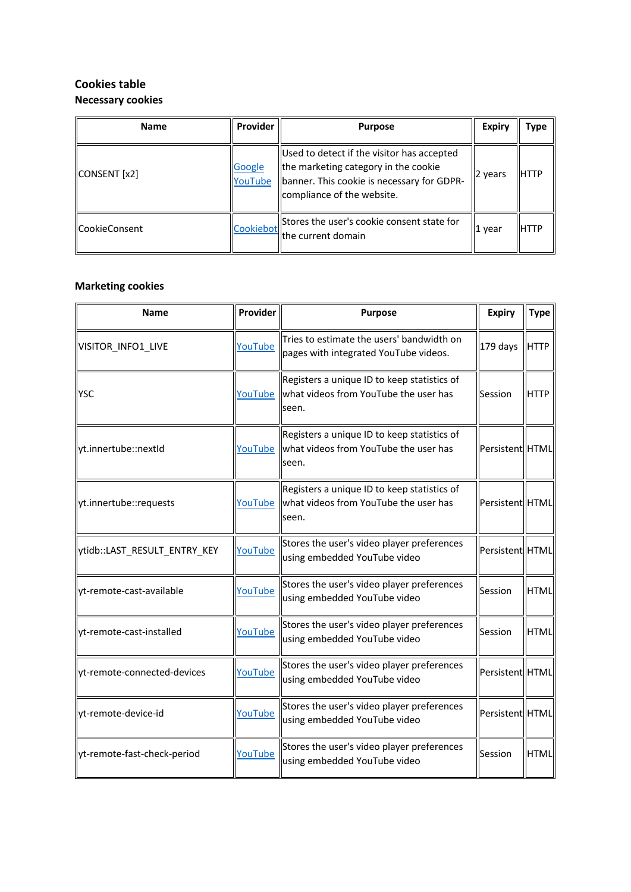## Cookies table

### Necessary cookies

| Name | Provider | Purpose | Expiry | Type |
|---|---|---|---|---|
| CONSENT [x2] | Google<br>YouTube | Used to detect if the visitor has accepted the marketing category in the cookie banner. This cookie is necessary for GDPR-compliance of the website. | 2 years | HTTP |
| CookieConsent | Cookiebot | Stores the user's cookie consent state for the current domain | 1 year | HTTP |

### Marketing cookies

| Name | Provider | Purpose | Expiry | Type |
|---|---|---|---|---|
| VISITOR_INFO1_LIVE | YouTube | Tries to estimate the users' bandwidth on pages with integrated YouTube videos. | 179 days | HTTP |
| YSC | YouTube | Registers a unique ID to keep statistics of what videos from YouTube the user has seen. | Session | HTTP |
| yt.innertube::nextId | YouTube | Registers a unique ID to keep statistics of what videos from YouTube the user has seen. | Persistent | HTML |
| yt.innertube::requests | YouTube | Registers a unique ID to keep statistics of what videos from YouTube the user has seen. | Persistent | HTML |
| ytidb::LAST_RESULT_ENTRY_KEY | YouTube | Stores the user's video player preferences using embedded YouTube video | Persistent | HTML |
| yt-remote-cast-available | YouTube | Stores the user's video player preferences using embedded YouTube video | Session | HTML |
| yt-remote-cast-installed | YouTube | Stores the user's video player preferences using embedded YouTube video | Session | HTML |
| yt-remote-connected-devices | YouTube | Stores the user's video player preferences using embedded YouTube video | Persistent | HTML |
| yt-remote-device-id | YouTube | Stores the user's video player preferences using embedded YouTube video | Persistent | HTML |
| yt-remote-fast-check-period | YouTube | Stores the user's video player preferences using embedded YouTube video | Session | HTML |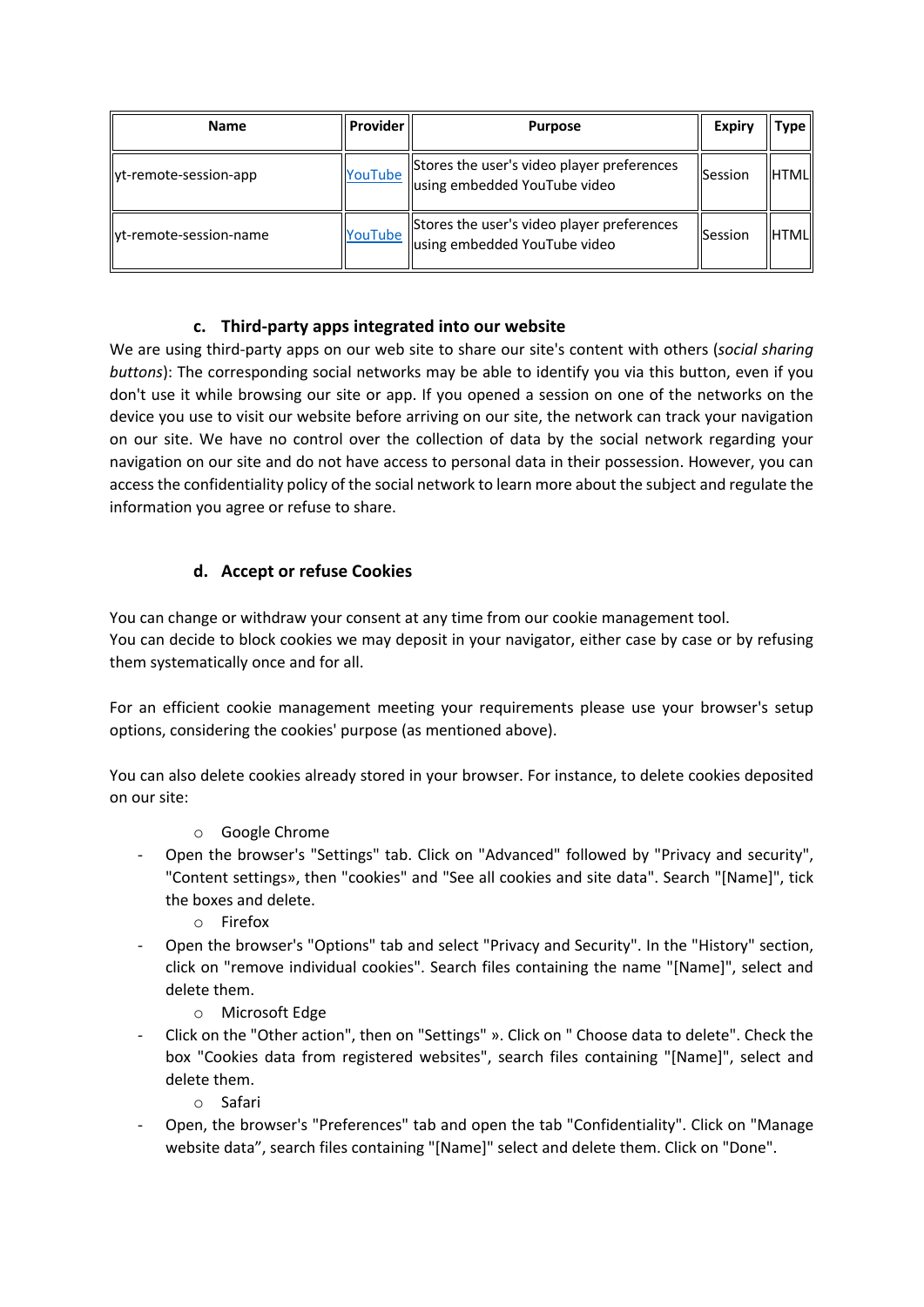| Name | Provider | Purpose | Expiry | Type |
| --- | --- | --- | --- | --- |
| yt-remote-session-app | YouTube | Stores the user's video player preferences using embedded YouTube video | Session | HTML |
| yt-remote-session-name | YouTube | Stores the user's video player preferences using embedded YouTube video | Session | HTML |

### c. Third-party apps integrated into our website

We are using third-party apps on our web site to share our site's content with others (*social sharing buttons*): The corresponding social networks may be able to identify you via this button, even if you don't use it while browsing our site or app. If you opened a session on one of the networks on the device you use to visit our website before arriving on our site, the network can track your navigation on our site. We have no control over the collection of data by the social network regarding your navigation on our site and do not have access to personal data in their possession. However, you can access the confidentiality policy of the social network to learn more about the subject and regulate the information you agree or refuse to share.

### d. Accept or refuse Cookies

You can change or withdraw your consent at any time from our cookie management tool.
You can decide to block cookies we may deposit in your navigator, either case by case or by refusing them systematically once and for all.

For an efficient cookie management meeting your requirements please use your browser's setup options, considering the cookies' purpose (as mentioned above).

You can also delete cookies already stored in your browser. For instance, to delete cookies deposited on our site:

- Google Chrome
  - Open the browser's "Settings" tab. Click on "Advanced" followed by "Privacy and security", "Content settings», then "cookies" and "See all cookies and site data". Search "[Name]", tick the boxes and delete.
- Firefox
  - Open the browser's "Options" tab and select "Privacy and Security". In the "History" section, click on "remove individual cookies". Search files containing the name "[Name]", select and delete them.
- Microsoft Edge
  - Click on the "Other action", then on "Settings" ». Click on " Choose data to delete". Check the box "Cookies data from registered websites", search files containing "[Name]", select and delete them.
- Safari
  - Open, the browser's "Preferences" tab and open the tab "Confidentiality". Click on "Manage website data", search files containing "[Name]" select and delete them. Click on "Done".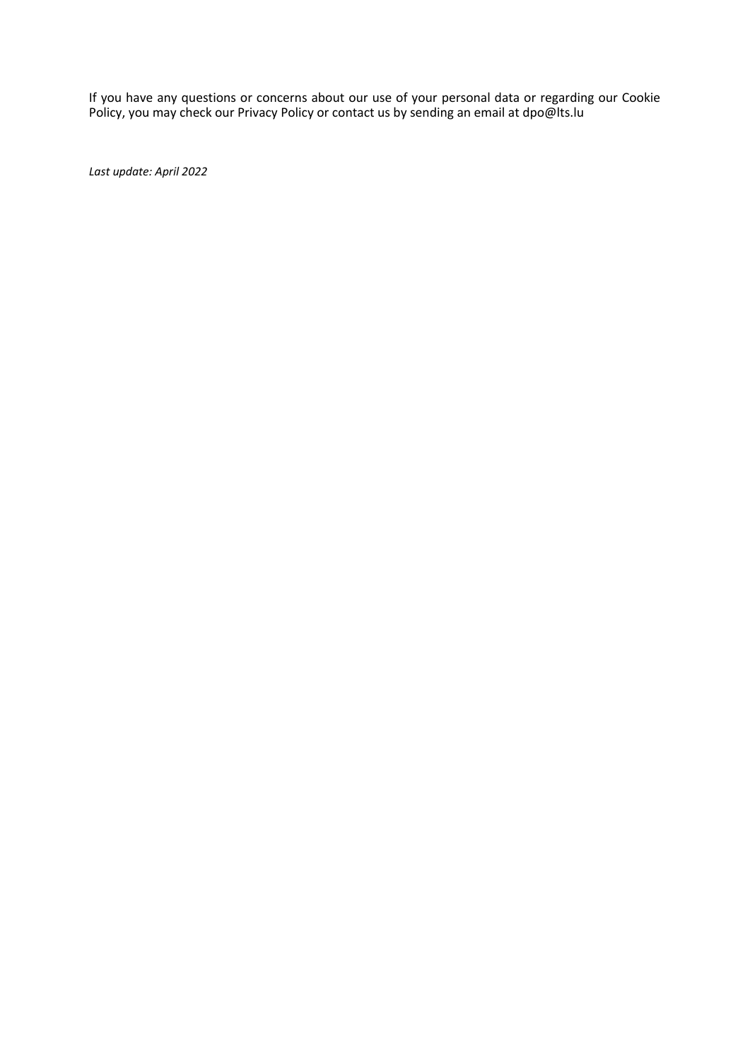If you have any questions or concerns about our use of your personal data or regarding our Cookie Policy, you may check our Privacy Policy or contact us by sending an email at dpo@lts.lu

*Last update: April 2022*